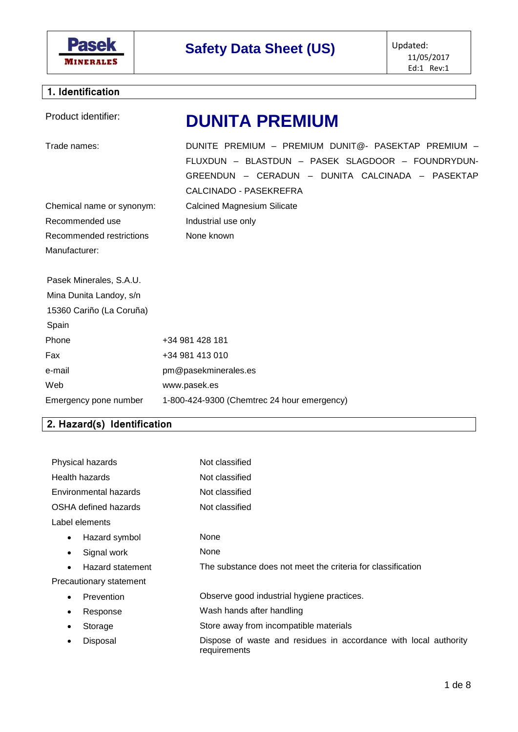| Pasek MINERALES | Safety Data Sheet (US) | Updated: 11/05/2017 Ed:1 Rev:1 |
|---|---|---|

## 1. Identification

| | |
|---|---|
| Product identifier: | **DUNITA PREMIUM** |
| Trade names: | DUNITE PREMIUM – PREMIUM DUNIT@- PASEKTAP PREMIUM – FLUXDUN – BLASTDUN – PASEK SLAGDOOR – FOUNDRYDUN-GREENDUN – CERADUN – DUNITA CALCINADA – PASEKTAP CALCINADO - PASEKREFRA |
| Chemical name or synonym: | Calcined Magnesium Silicate |
| Recommended use | Industrial use only |
| Recommended restrictions | None known |
| Manufacturer: | |

Pasek Minerales, S.A.U.
Mina Dunita Landoy, s/n
15360 Cariño (La Coruña)
Spain

| | |
|---|---|
| Phone | +34 981 428 181 |
| Fax | +34 981 413 010 |
| e-mail | pm@pasekminerales.es |
| Web | www.pasek.es |
| Emergency pone number | 1-800-424-9300 (Chemtrec 24 hour emergency) |

## 2. Hazard(s) Identification

| | |
|---|---|
| Physical hazards | Not classified |
| Health hazards | Not classified |
| Environmental hazards | Not classified |
| OSHA defined hazards | Not classified |

Label elements

- Hazard symbol: None
- Signal work: None
- Hazard statement: The substance does not meet the criteria for classification

Precautionary statement

- Prevention: Observe good industrial hygiene practices.
- Response: Wash hands after handling
- Storage: Store away from incompatible materials
- Disposal: Dispose of waste and residues in accordance with local authority requirements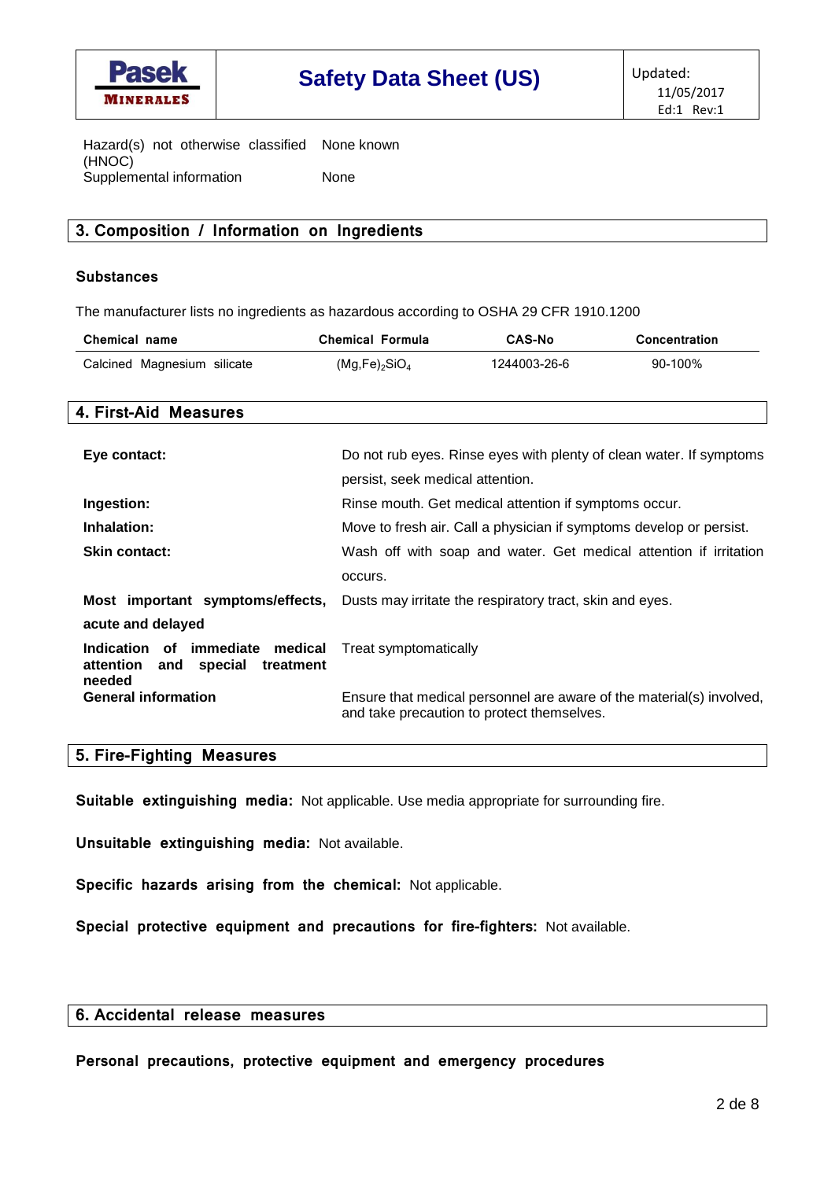Hazard(s) not otherwise classified (HNOC) None known

Supplemental information None

## 3. Composition / Information on Ingredients

### Substances

The manufacturer lists no ingredients as hazardous according to OSHA 29 CFR 1910.1200

| Chemical name | Chemical Formula | CAS-No | Concentration |
| --- | --- | --- | --- |
| Calcined Magnesium silicate | $(Mg,Fe)_2SiO_4$ | 1244003-26-6 | 90-100% |

## 4. First-Aid Measures

**Eye contact:** Do not rub eyes. Rinse eyes with plenty of clean water. If symptoms persist, seek medical attention.

**Ingestion:** Rinse mouth. Get medical attention if symptoms occur.

**Inhalation:** Move to fresh air. Call a physician if symptoms develop or persist.

**Skin contact:** Wash off with soap and water. Get medical attention if irritation occurs.

**Most important symptoms/effects, acute and delayed** Dusts may irritate the respiratory tract, skin and eyes.

**Indication of immediate medical attention and special treatment needed** Treat symptomatically

**General information** Ensure that medical personnel are aware of the material(s) involved, and take precaution to protect themselves.

## 5. Fire-Fighting Measures

**Suitable extinguishing media:** Not applicable. Use media appropriate for surrounding fire.

**Unsuitable extinguishing media:** Not available.

**Specific hazards arising from the chemical:** Not applicable.

**Special protective equipment and precautions for fire-fighters:** Not available.

## 6. Accidental release measures

**Personal precautions, protective equipment and emergency procedures**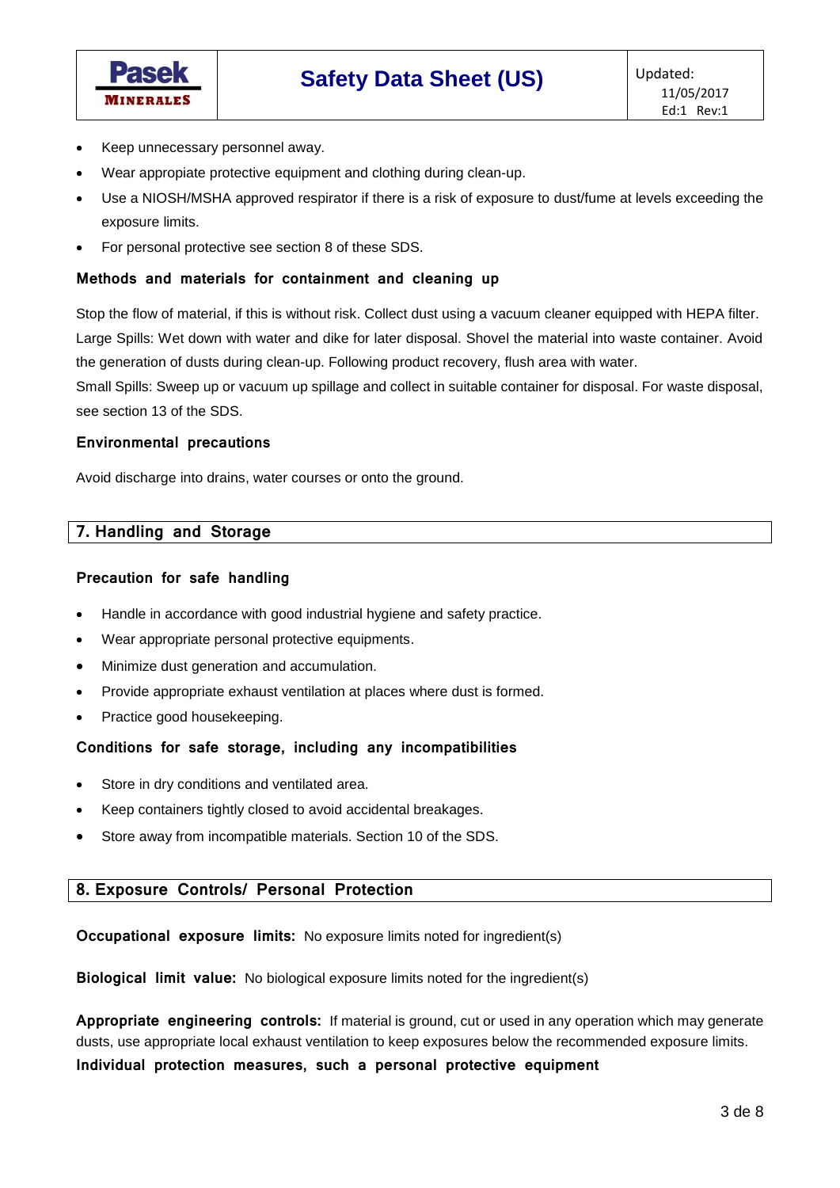- Keep unnecessary personnel away.
- Wear appropiate protective equipment and clothing during clean-up.
- Use a NIOSH/MSHA approved respirator if there is a risk of exposure to dust/fume at levels exceeding the exposure limits.
- For personal protective see section 8 of these SDS.

### Methods and materials for containment and cleaning up

Stop the flow of material, if this is without risk. Collect dust using a vacuum cleaner equipped with HEPA filter.
Large Spills: Wet down with water and dike for later disposal. Shovel the material into waste container. Avoid the generation of dusts during clean-up. Following product recovery, flush area with water.
Small Spills: Sweep up or vacuum up spillage and collect in suitable container for disposal. For waste disposal, see section 13 of the SDS.

### Environmental precautions

Avoid discharge into drains, water courses or onto the ground.

## 7. Handling and Storage

### Precaution for safe handling

- Handle in accordance with good industrial hygiene and safety practice.
- Wear appropriate personal protective equipments.
- Minimize dust generation and accumulation.
- Provide appropriate exhaust ventilation at places where dust is formed.
- Practice good housekeeping.

### Conditions for safe storage, including any incompatibilities

- Store in dry conditions and ventilated area.
- Keep containers tightly closed to avoid accidental breakages.
- Store away from incompatible materials. Section 10 of the SDS.

## 8. Exposure Controls/ Personal Protection

**Occupational exposure limits:** No exposure limits noted for ingredient(s)

**Biological limit value:** No biological exposure limits noted for the ingredient(s)

**Appropriate engineering controls:** If material is ground, cut or used in any operation which may generate dusts, use appropriate local exhaust ventilation to keep exposures below the recommended exposure limits.

**Individual protection measures, such a personal protective equipment**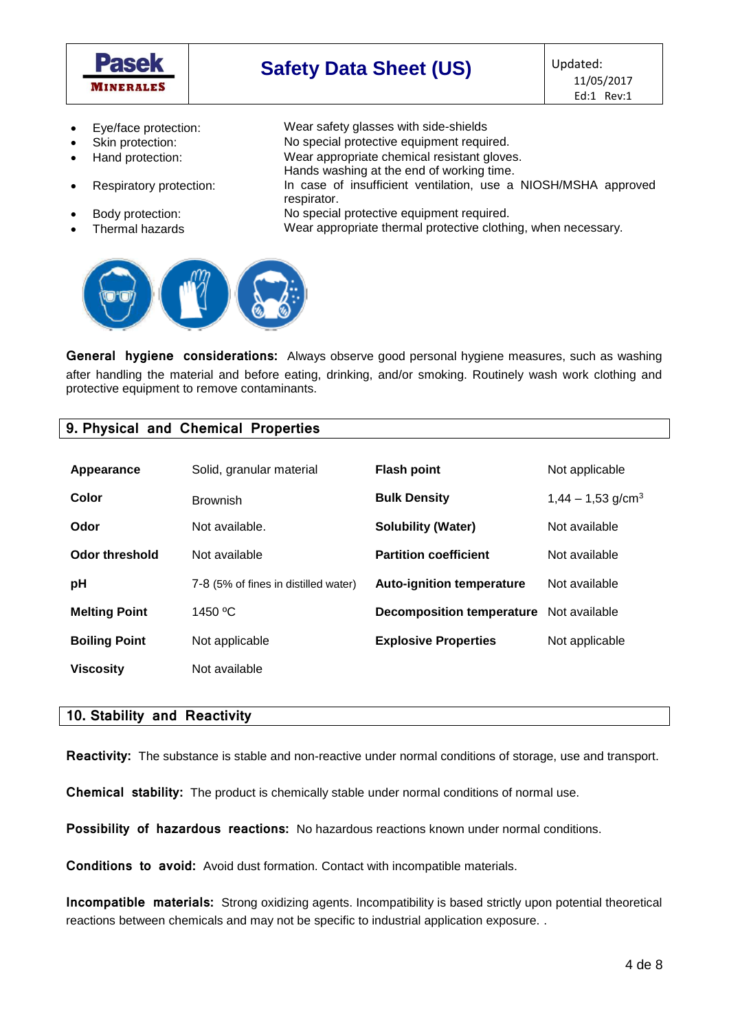- Eye/face protection: Wear safety glasses with side-shields
- Skin protection: No special protective equipment required.
- Hand protection: Wear appropriate chemical resistant gloves. Hands washing at the end of working time.
- Respiratory protection: In case of insufficient ventilation, use a NIOSH/MSHA approved respirator.
- Body protection: No special protective equipment required.
- Thermal hazards: Wear appropriate thermal protective clothing, when necessary.

**General hygiene considerations:** Always observe good personal hygiene measures, such as washing after handling the material and before eating, drinking, and/or smoking. Routinely wash work clothing and protective equipment to remove contaminants.

## 9. Physical and Chemical Properties

| | | | |
|---|---|---|---|
| **Appearance** | Solid, granular material | **Flash point** | Not applicable |
| **Color** | Brownish | **Bulk Density** | 1,44 – 1,53 g/cm$^3$ |
| **Odor** | Not available. | **Solubility (Water)** | Not available |
| **Odor threshold** | Not available | **Partition coefficient** | Not available |
| **pH** | 7-8 (5% of fines in distilled water) | **Auto-ignition temperature** | Not available |
| **Melting Point** | 1450 ºC | **Decomposition temperature** | Not available |
| **Boiling Point** | Not applicable | **Explosive Properties** | Not applicable |
| **Viscosity** | Not available | | |

## 10. Stability and Reactivity

**Reactivity:** The substance is stable and non-reactive under normal conditions of storage, use and transport.

**Chemical stability:** The product is chemically stable under normal conditions of normal use.

**Possibility of hazardous reactions:** No hazardous reactions known under normal conditions.

**Conditions to avoid:** Avoid dust formation. Contact with incompatible materials.

**Incompatible materials:** Strong oxidizing agents. Incompatibility is based strictly upon potential theoretical reactions between chemicals and may not be specific to industrial application exposure. .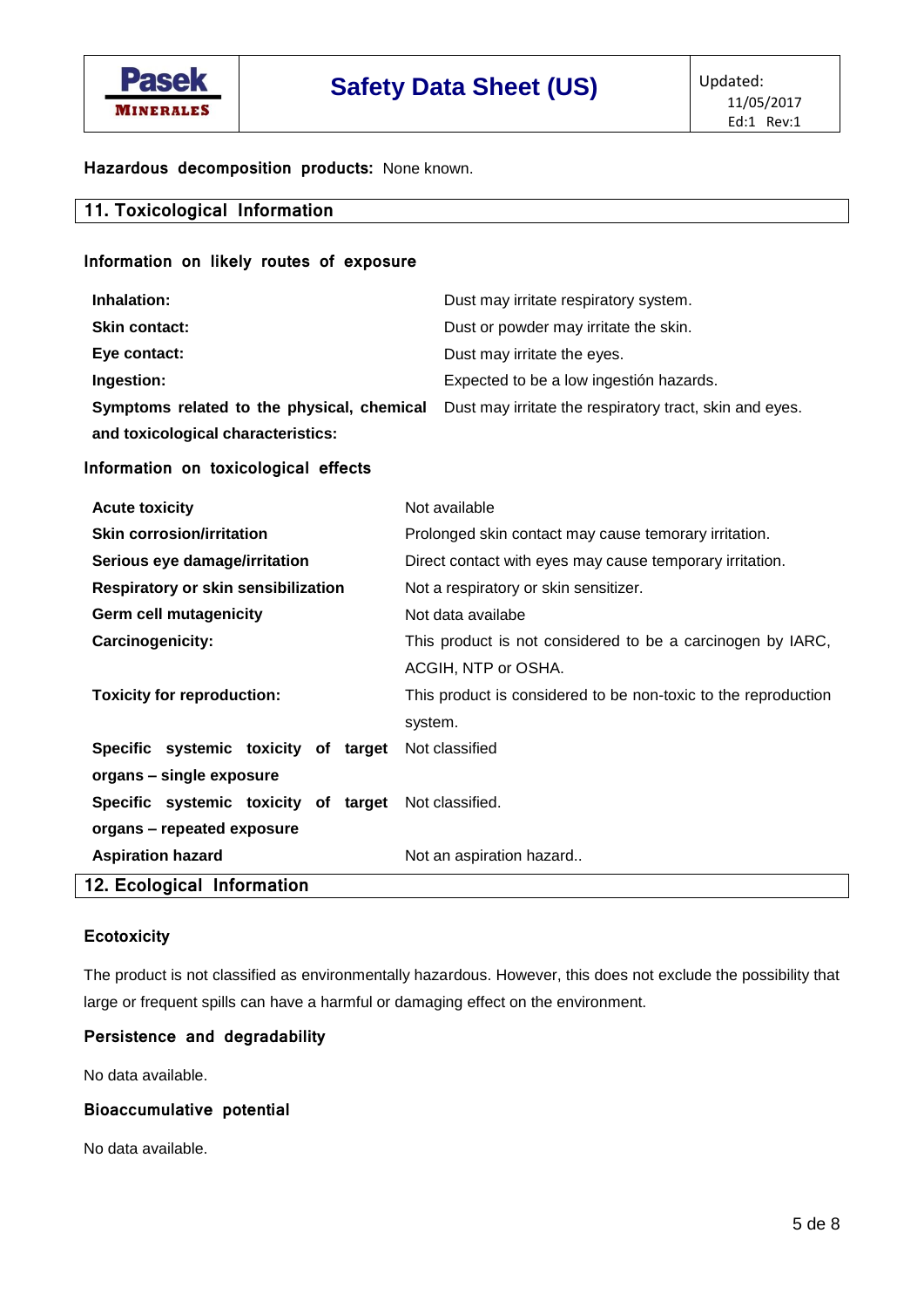**Hazardous decomposition products:** None known.

## 11. Toxicological Information

### Information on likely routes of exposure

| | |
|---|---|
| **Inhalation:** | Dust may irritate respiratory system. |
| **Skin contact:** | Dust or powder may irritate the skin. |
| **Eye contact:** | Dust may irritate the eyes. |
| **Ingestion:** | Expected to be a low ingestión hazards. |
| **Symptoms related to the physical, chemical and toxicological characteristics:** | Dust may irritate the respiratory tract, skin and eyes. |

### Information on toxicological effects

| | |
|---|---|
| **Acute toxicity** | Not available |
| **Skin corrosion/irritation** | Prolonged skin contact may cause temorary irritation. |
| **Serious eye damage/irritation** | Direct contact with eyes may cause temporary irritation. |
| **Respiratory or skin sensibilization** | Not a respiratory or skin sensitizer. |
| **Germ cell mutagenicity** | Not data availabe |
| **Carcinogenicity:** | This product is not considered to be a carcinogen by IARC, ACGIH, NTP or OSHA. |
| **Toxicity for reproduction:** | This product is considered to be non-toxic to the reproduction system. |
| **Specific systemic toxicity of target organs – single exposure** | Not classified |
| **Specific systemic toxicity of target organs – repeated exposure** | Not classified. |
| **Aspiration hazard** | Not an aspiration hazard.. |

## 12. Ecological Information

### Ecotoxicity

The product is not classified as environmentally hazardous. However, this does not exclude the possibility that large or frequent spills can have a harmful or damaging effect on the environment.

### Persistence and degradability

No data available.

### Bioaccumulative potential

No data available.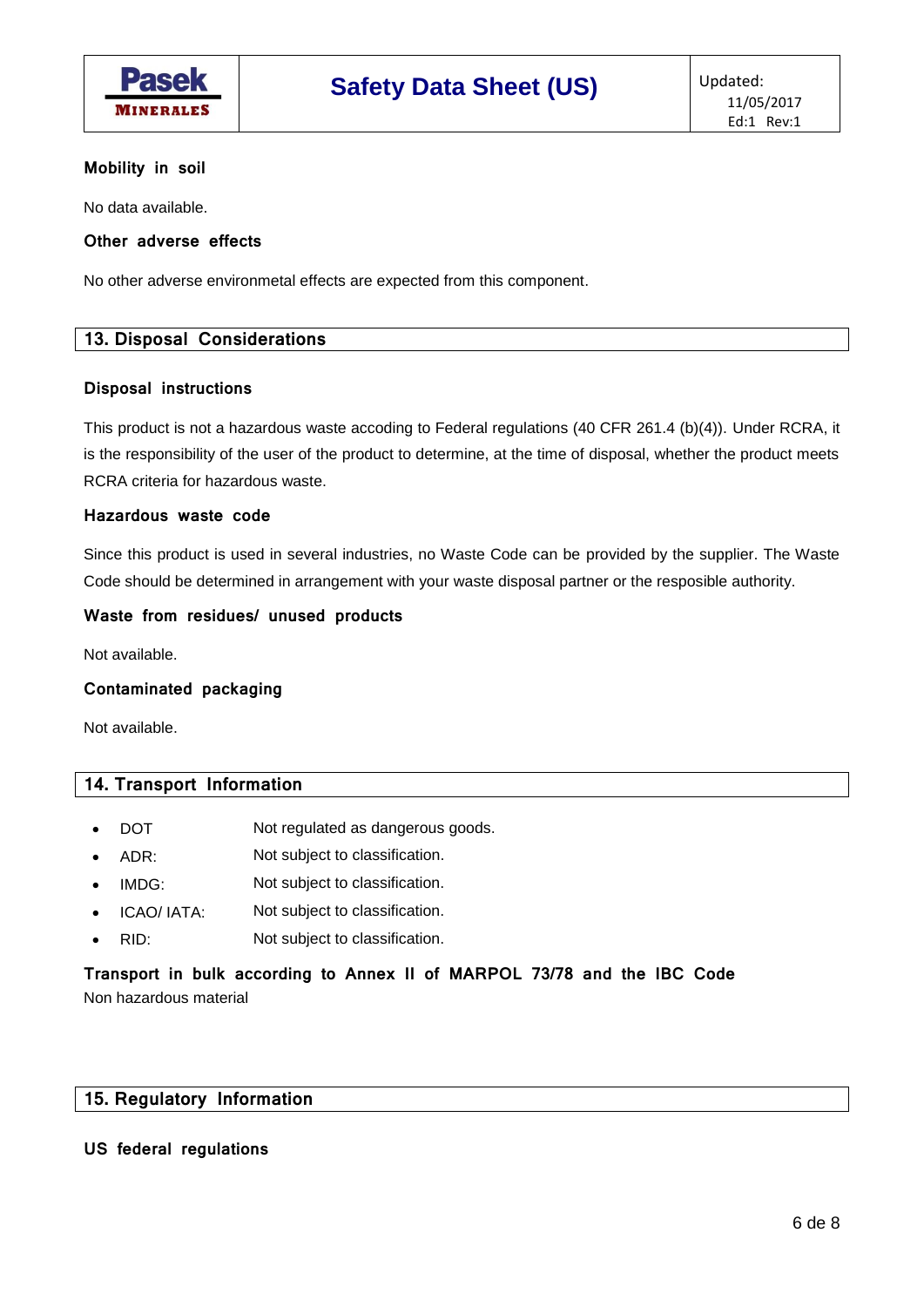### Mobility in soil

No data available.

### Other adverse effects

No other adverse environmetal effects are expected from this component.

## 13. Disposal Considerations

### Disposal instructions

This product is not a hazardous waste accoding to Federal regulations (40 CFR 261.4 (b)(4)). Under RCRA, it is the responsibility of the user of the product to determine, at the time of disposal, whether the product meets RCRA criteria for hazardous waste.

### Hazardous waste code

Since this product is used in several industries, no Waste Code can be provided by the supplier. The Waste Code should be determined in arrangement with your waste disposal partner or the resposible authority.

### Waste from residues/ unused products

Not available.

### Contaminated packaging

Not available.

## 14. Transport Information

- DOT Not regulated as dangerous goods.
- ADR: Not subject to classification.
- IMDG: Not subject to classification.
- ICAO/ IATA: Not subject to classification.
- RID: Not subject to classification.

### Transport in bulk according to Annex II of MARPOL 73/78 and the IBC Code

Non hazardous material

## 15. Regulatory Information

### US federal regulations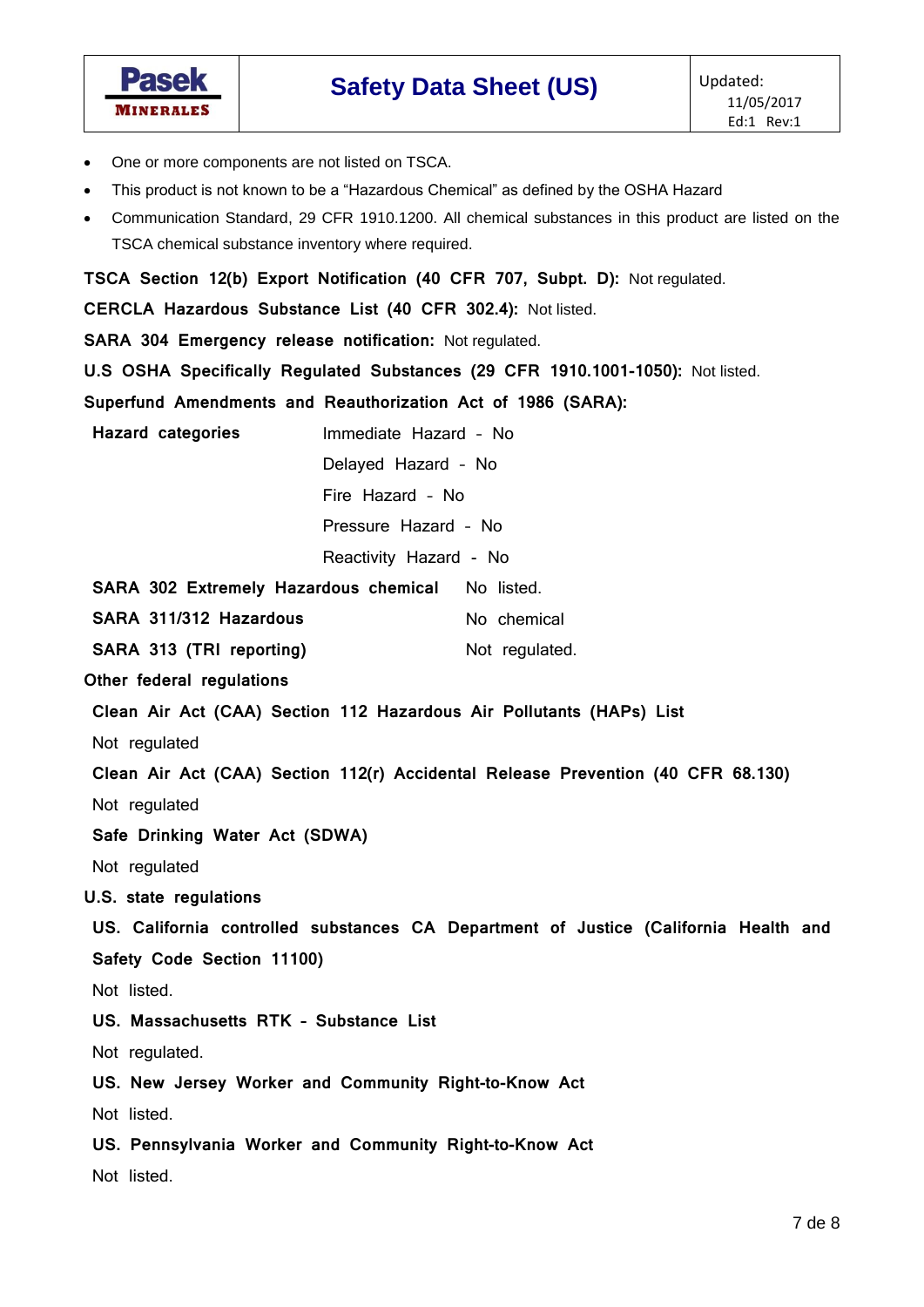- One or more components are not listed on TSCA.
- This product is not known to be a "Hazardous Chemical" as defined by the OSHA Hazard
- Communication Standard, 29 CFR 1910.1200. All chemical substances in this product are listed on the TSCA chemical substance inventory where required.

**TSCA Section 12(b) Export Notification (40 CFR 707, Subpt. D):** Not regulated.

**CERCLA Hazardous Substance List (40 CFR 302.4):** Not listed.

**SARA 304 Emergency release notification:** Not regulated.

**U.S OSHA Specifically Regulated Substances (29 CFR 1910.1001-1050):** Not listed.

**Superfund Amendments and Reauthorization Act of 1986 (SARA):**

| | |
|---|---|
| **Hazard categories** | Immediate Hazard - No |
| | Delayed Hazard - No |
| | Fire Hazard - No |
| | Pressure Hazard - No |
| | Reactivity Hazard - No |
| **SARA 302 Extremely Hazardous chemical** | No listed. |
| **SARA 311/312 Hazardous** | No chemical |
| **SARA 313 (TRI reporting)** | Not regulated. |

**Other federal regulations**

**Clean Air Act (CAA) Section 112 Hazardous Air Pollutants (HAPs) List**

Not regulated

**Clean Air Act (CAA) Section 112(r) Accidental Release Prevention (40 CFR 68.130)**

Not regulated

**Safe Drinking Water Act (SDWA)**

Not regulated

**U.S. state regulations**

**US. California controlled substances CA Department of Justice (California Health and Safety Code Section 11100)**

Not listed.

**US. Massachusetts RTK - Substance List**

Not regulated.

**US. New Jersey Worker and Community Right-to-Know Act**

Not listed.

**US. Pennsylvania Worker and Community Right-to-Know Act**

Not listed.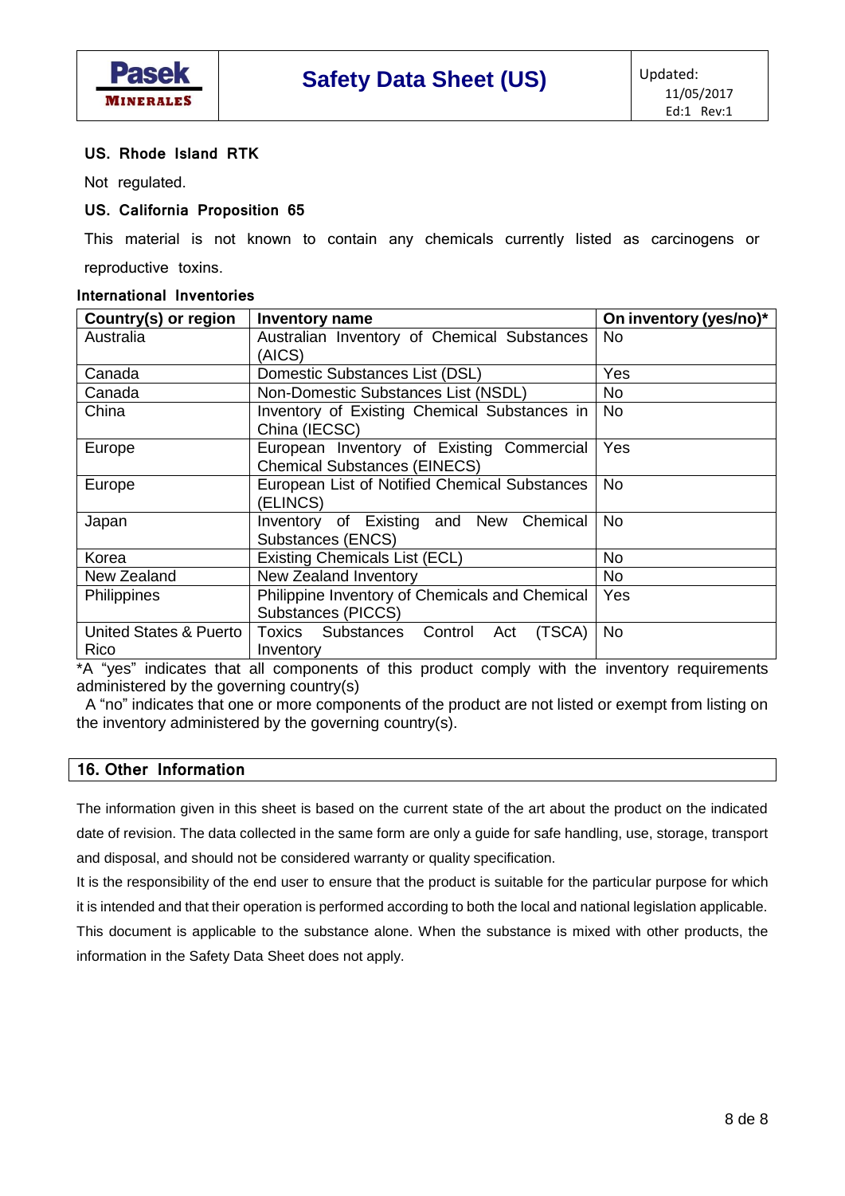**US. Rhode Island RTK**

Not regulated.

**US. California Proposition 65**

This material is not known to contain any chemicals currently listed as carcinogens or reproductive toxins.

**International Inventories**

| Country(s) or region | Inventory name | On inventory (yes/no)* |
|---|---|---|
| Australia | Australian Inventory of Chemical Substances (AICS) | No |
| Canada | Domestic Substances List (DSL) | Yes |
| Canada | Non-Domestic Substances List (NSDL) | No |
| China | Inventory of Existing Chemical Substances in China (IECSC) | No |
| Europe | European Inventory of Existing Commercial Chemical Substances (EINECS) | Yes |
| Europe | European List of Notified Chemical Substances (ELINCS) | No |
| Japan | Inventory of Existing and New Chemical Substances (ENCS) | No |
| Korea | Existing Chemicals List (ECL) | No |
| New Zealand | New Zealand Inventory | No |
| Philippines | Philippine Inventory of Chemicals and Chemical Substances (PICCS) | Yes |
| United States & Puerto Rico | Toxics Substances Control Act (TSCA) Inventory | No |

*A "yes" indicates that all components of this product comply with the inventory requirements administered by the governing country(s)

A "no" indicates that one or more components of the product are not listed or exempt from listing on the inventory administered by the governing country(s).

## 16. Other Information

The information given in this sheet is based on the current state of the art about the product on the indicated date of revision. The data collected in the same form are only a guide for safe handling, use, storage, transport and disposal, and should not be considered warranty or quality specification.

It is the responsibility of the end user to ensure that the product is suitable for the particular purpose for which it is intended and that their operation is performed according to both the local and national legislation applicable. This document is applicable to the substance alone. When the substance is mixed with other products, the information in the Safety Data Sheet does not apply.